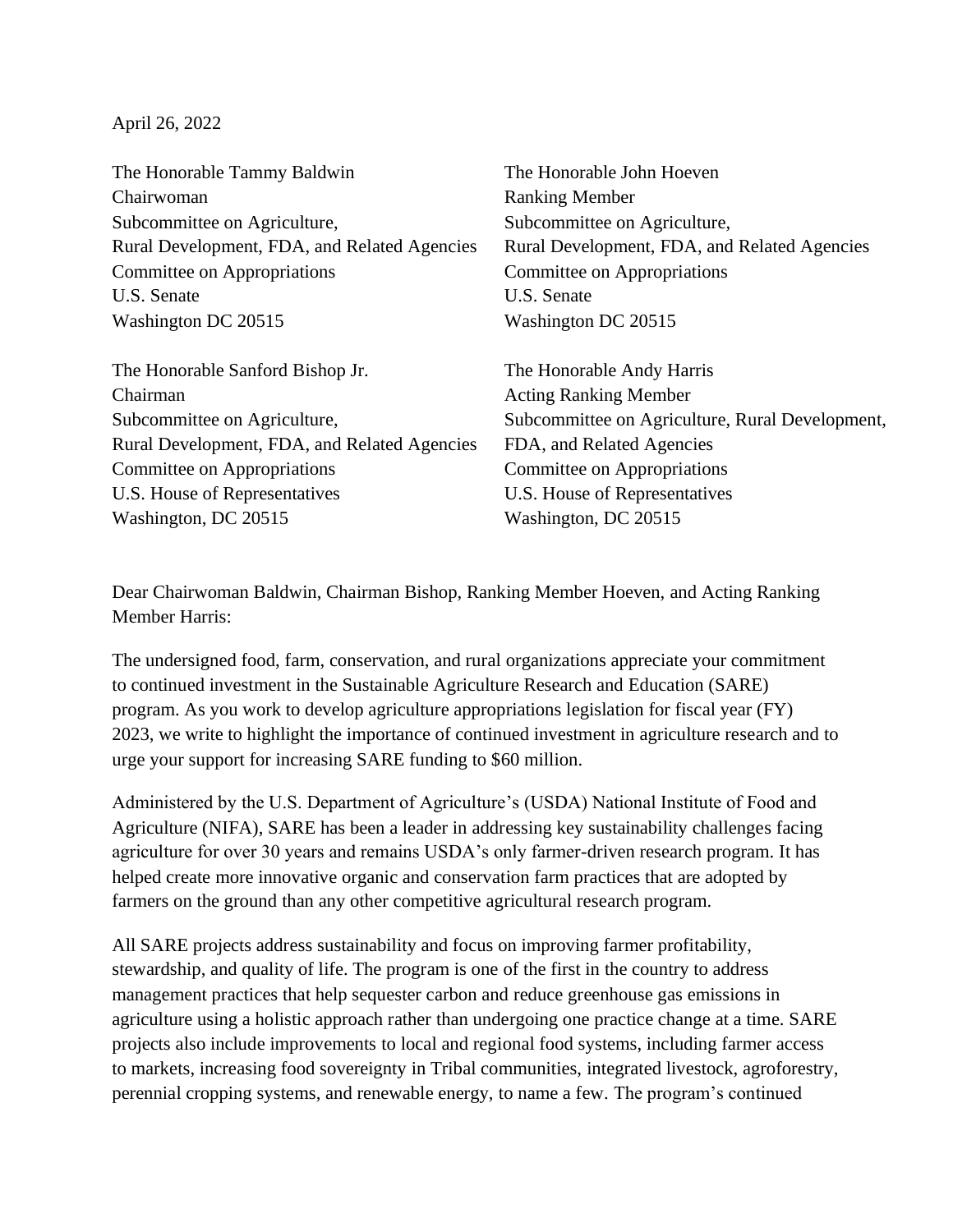April 26, 2022

The Honorable Tammy Baldwin
Chairwoman
Subcommittee on Agriculture,
Rural Development, FDA, and Related Agencies
Committee on Appropriations
U.S. Senate
Washington DC 20515

The Honorable John Hoeven
Ranking Member
Subcommittee on Agriculture,
Rural Development, FDA, and Related Agencies
Committee on Appropriations
U.S. Senate
Washington DC 20515

The Honorable Sanford Bishop Jr.
Chairman
Subcommittee on Agriculture,
Rural Development, FDA, and Related Agencies
Committee on Appropriations
U.S. House of Representatives
Washington, DC 20515

The Honorable Andy Harris
Acting Ranking Member
Subcommittee on Agriculture, Rural Development, FDA, and Related Agencies
Committee on Appropriations
U.S. House of Representatives
Washington, DC 20515

Dear Chairwoman Baldwin, Chairman Bishop, Ranking Member Hoeven, and Acting Ranking Member Harris:

The undersigned food, farm, conservation, and rural organizations appreciate your commitment to continued investment in the Sustainable Agriculture Research and Education (SARE) program. As you work to develop agriculture appropriations legislation for fiscal year (FY) 2023, we write to highlight the importance of continued investment in agriculture research and to urge your support for increasing SARE funding to $60 million.

Administered by the U.S. Department of Agriculture's (USDA) National Institute of Food and Agriculture (NIFA), SARE has been a leader in addressing key sustainability challenges facing agriculture for over 30 years and remains USDA's only farmer-driven research program. It has helped create more innovative organic and conservation farm practices that are adopted by farmers on the ground than any other competitive agricultural research program.

All SARE projects address sustainability and focus on improving farmer profitability, stewardship, and quality of life. The program is one of the first in the country to address management practices that help sequester carbon and reduce greenhouse gas emissions in agriculture using a holistic approach rather than undergoing one practice change at a time. SARE projects also include improvements to local and regional food systems, including farmer access to markets, increasing food sovereignty in Tribal communities, integrated livestock, agroforestry, perennial cropping systems, and renewable energy, to name a few. The program's continued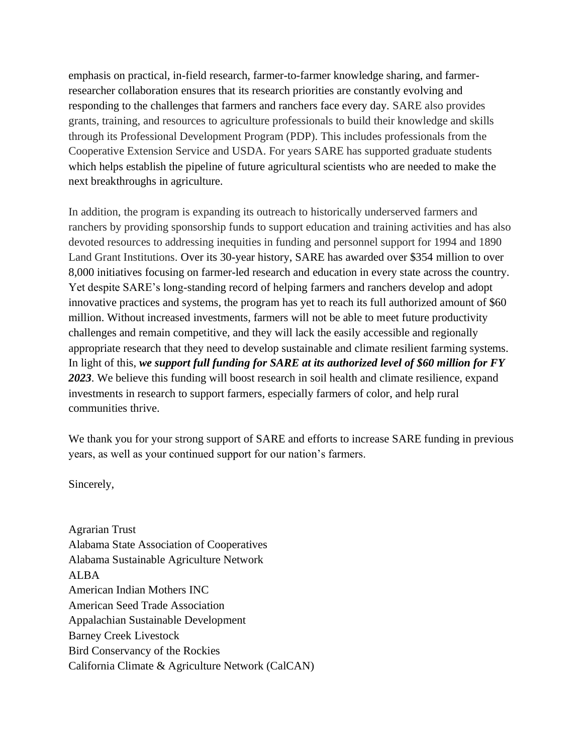emphasis on practical, in-field research, farmer-to-farmer knowledge sharing, and farmer-researcher collaboration ensures that its research priorities are constantly evolving and responding to the challenges that farmers and ranchers face every day. SARE also provides grants, training, and resources to agriculture professionals to build their knowledge and skills through its Professional Development Program (PDP). This includes professionals from the Cooperative Extension Service and USDA. For years SARE has supported graduate students which helps establish the pipeline of future agricultural scientists who are needed to make the next breakthroughs in agriculture.

In addition, the program is expanding its outreach to historically underserved farmers and ranchers by providing sponsorship funds to support education and training activities and has also devoted resources to addressing inequities in funding and personnel support for 1994 and 1890 Land Grant Institutions. Over its 30-year history, SARE has awarded over $354 million to over 8,000 initiatives focusing on farmer-led research and education in every state across the country. Yet despite SARE's long-standing record of helping farmers and ranchers develop and adopt innovative practices and systems, the program has yet to reach its full authorized amount of $60 million. Without increased investments, farmers will not be able to meet future productivity challenges and remain competitive, and they will lack the easily accessible and regionally appropriate research that they need to develop sustainable and climate resilient farming systems. In light of this, ***we support full funding for SARE at its authorized level of $60 million for FY 2023***. We believe this funding will boost research in soil health and climate resilience, expand investments in research to support farmers, especially farmers of color, and help rural communities thrive.

We thank you for your strong support of SARE and efforts to increase SARE funding in previous years, as well as your continued support for our nation's farmers.

Sincerely,

Agrarian Trust
Alabama State Association of Cooperatives
Alabama Sustainable Agriculture Network
ALBA
American Indian Mothers INC
American Seed Trade Association
Appalachian Sustainable Development
Barney Creek Livestock
Bird Conservancy of the Rockies
California Climate & Agriculture Network (CalCAN)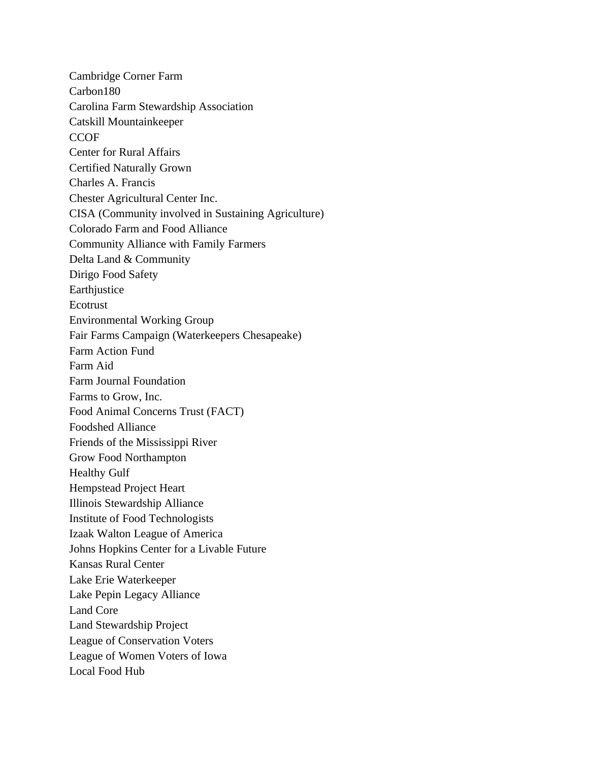Cambridge Corner Farm
Carbon180
Carolina Farm Stewardship Association
Catskill Mountainkeeper
CCOF
Center for Rural Affairs
Certified Naturally Grown
Charles A. Francis
Chester Agricultural Center Inc.
CISA (Community involved in Sustaining Agriculture)
Colorado Farm and Food Alliance
Community Alliance with Family Farmers
Delta Land & Community
Dirigo Food Safety
Earthjustice
Ecotrust
Environmental Working Group
Fair Farms Campaign (Waterkeepers Chesapeake)
Farm Action Fund
Farm Aid
Farm Journal Foundation
Farms to Grow, Inc.
Food Animal Concerns Trust (FACT)
Foodshed Alliance
Friends of the Mississippi River
Grow Food Northampton
Healthy Gulf
Hempstead Project Heart
Illinois Stewardship Alliance
Institute of Food Technologists
Izaak Walton League of America
Johns Hopkins Center for a Livable Future
Kansas Rural Center
Lake Erie Waterkeeper
Lake Pepin Legacy Alliance
Land Core
Land Stewardship Project
League of Conservation Voters
League of Women Voters of Iowa
Local Food Hub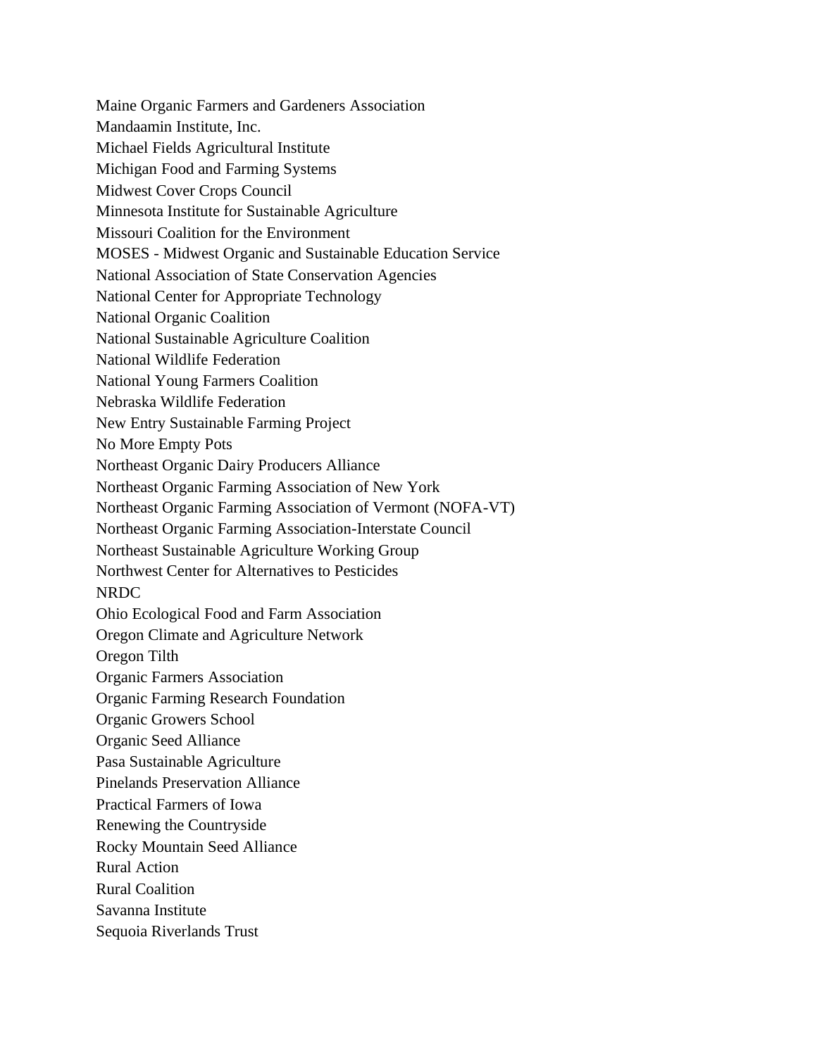Maine Organic Farmers and Gardeners Association
Mandaamin Institute, Inc.
Michael Fields Agricultural Institute
Michigan Food and Farming Systems
Midwest Cover Crops Council
Minnesota Institute for Sustainable Agriculture
Missouri Coalition for the Environment
MOSES - Midwest Organic and Sustainable Education Service
National Association of State Conservation Agencies
National Center for Appropriate Technology
National Organic Coalition
National Sustainable Agriculture Coalition
National Wildlife Federation
National Young Farmers Coalition
Nebraska Wildlife Federation
New Entry Sustainable Farming Project
No More Empty Pots
Northeast Organic Dairy Producers Alliance
Northeast Organic Farming Association of New York
Northeast Organic Farming Association of Vermont (NOFA-VT)
Northeast Organic Farming Association-Interstate Council
Northeast Sustainable Agriculture Working Group
Northwest Center for Alternatives to Pesticides
NRDC
Ohio Ecological Food and Farm Association
Oregon Climate and Agriculture Network
Oregon Tilth
Organic Farmers Association
Organic Farming Research Foundation
Organic Growers School
Organic Seed Alliance
Pasa Sustainable Agriculture
Pinelands Preservation Alliance
Practical Farmers of Iowa
Renewing the Countryside
Rocky Mountain Seed Alliance
Rural Action
Rural Coalition
Savanna Institute
Sequoia Riverlands Trust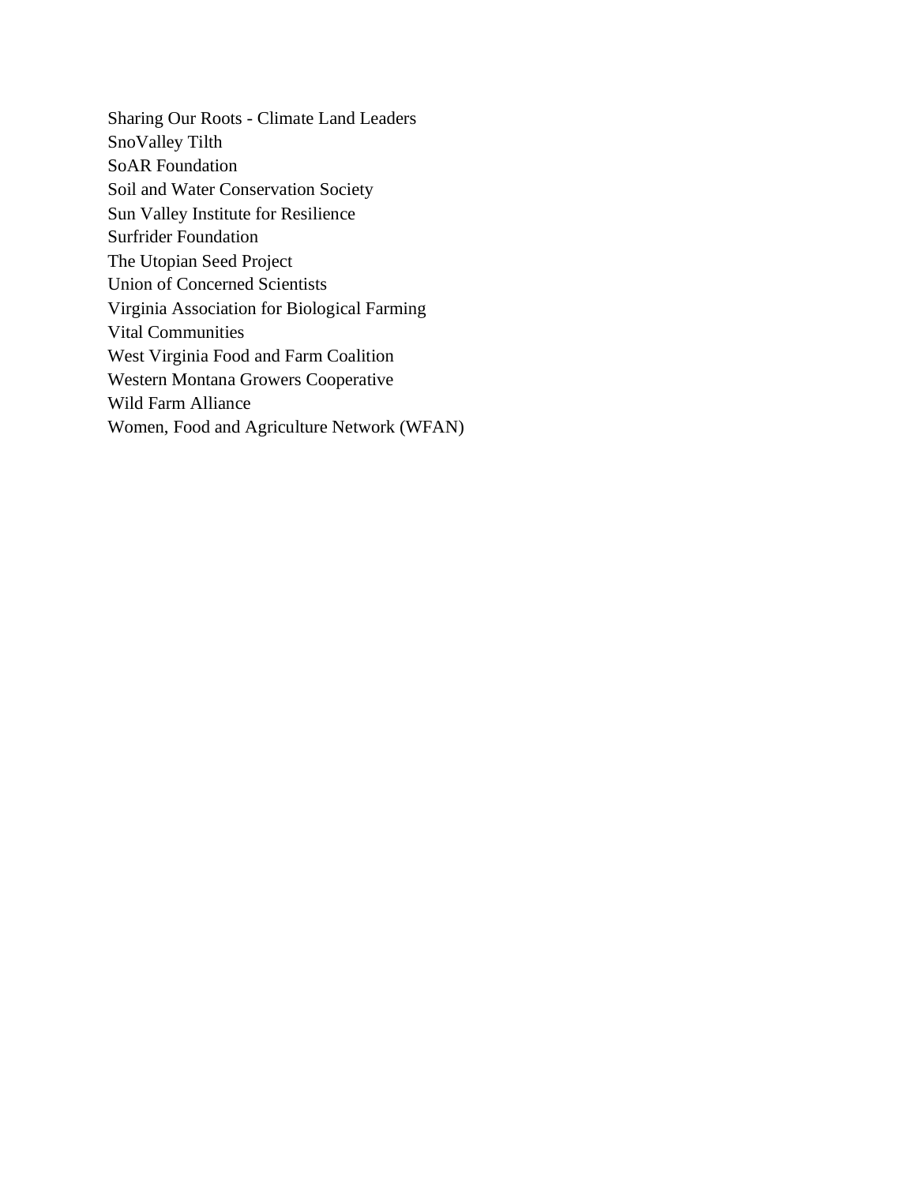Sharing Our Roots - Climate Land Leaders
SnoValley Tilth
SoAR Foundation
Soil and Water Conservation Society
Sun Valley Institute for Resilience
Surfrider Foundation
The Utopian Seed Project
Union of Concerned Scientists
Virginia Association for Biological Farming
Vital Communities
West Virginia Food and Farm Coalition
Western Montana Growers Cooperative
Wild Farm Alliance
Women, Food and Agriculture Network (WFAN)